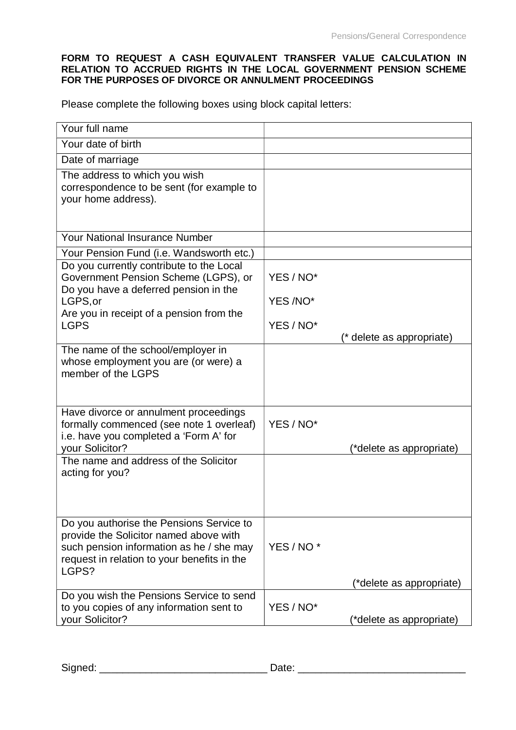**FORM TO REQUEST A CASH EQUIVALENT TRANSFER VALUE CALCULATION IN RELATION TO ACCRUED RIGHTS IN THE LOCAL GOVERNMENT PENSION SCHEME FOR THE PURPOSES OF DIVORCE OR ANNULMENT PROCEEDINGS**

Please complete the following boxes using block capital letters:

| | |
|---|---|
| Your full name | |
| Your date of birth | |
| Date of marriage | |
| The address to which you wish correspondence to be sent (for example to your home address). | |
| Your National Insurance Number | |
| Your Pension Fund (i.e. Wandsworth etc.) | |
| Do you currently contribute to the Local Government Pension Scheme (LGPS), or<br>Do you have a deferred pension in the LGPS,or<br>Are you in receipt of a pension from the LGPS | YES / NO*<br>YES /NO*<br>YES / NO*<br>(* delete as appropriate) |
| The name of the school/employer in whose employment you are (or were) a member of the LGPS | |
| Have divorce or annulment proceedings formally commenced (see note 1 overleaf) i.e. have you completed a 'Form A' for your Solicitor? | YES / NO*<br>(*delete as appropriate) |
| The name and address of the Solicitor acting for you? | |
| Do you authorise the Pensions Service to provide the Solicitor named above with such pension information as he / she may request in relation to your benefits in the LGPS? | YES / NO *<br>(*delete as appropriate) |
| Do you wish the Pensions Service to send to you copies of any information sent to your Solicitor? | YES / NO*<br>(*delete as appropriate) |

Signed: ____________________________ Date: ____________________________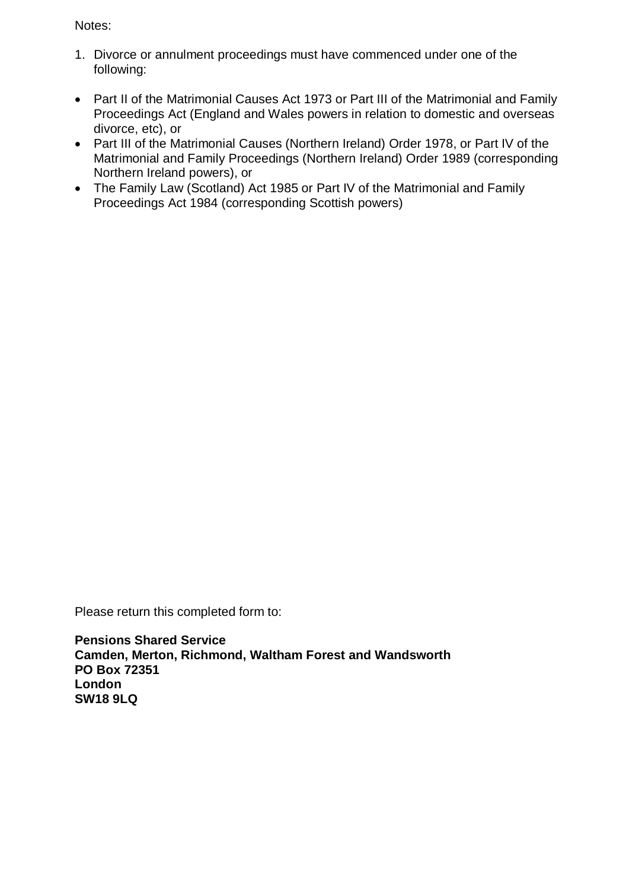Notes:

1. Divorce or annulment proceedings must have commenced under one of the following:

- Part II of the Matrimonial Causes Act 1973 or Part III of the Matrimonial and Family Proceedings Act (England and Wales powers in relation to domestic and overseas divorce, etc), or
- Part III of the Matrimonial Causes (Northern Ireland) Order 1978, or Part IV of the Matrimonial and Family Proceedings (Northern Ireland) Order 1989 (corresponding Northern Ireland powers), or
- The Family Law (Scotland) Act 1985 or Part IV of the Matrimonial and Family Proceedings Act 1984 (corresponding Scottish powers)

Please return this completed form to:

**Pensions Shared Service**
**Camden, Merton, Richmond, Waltham Forest and Wandsworth**
**PO Box 72351**
**London**
**SW18 9LQ**